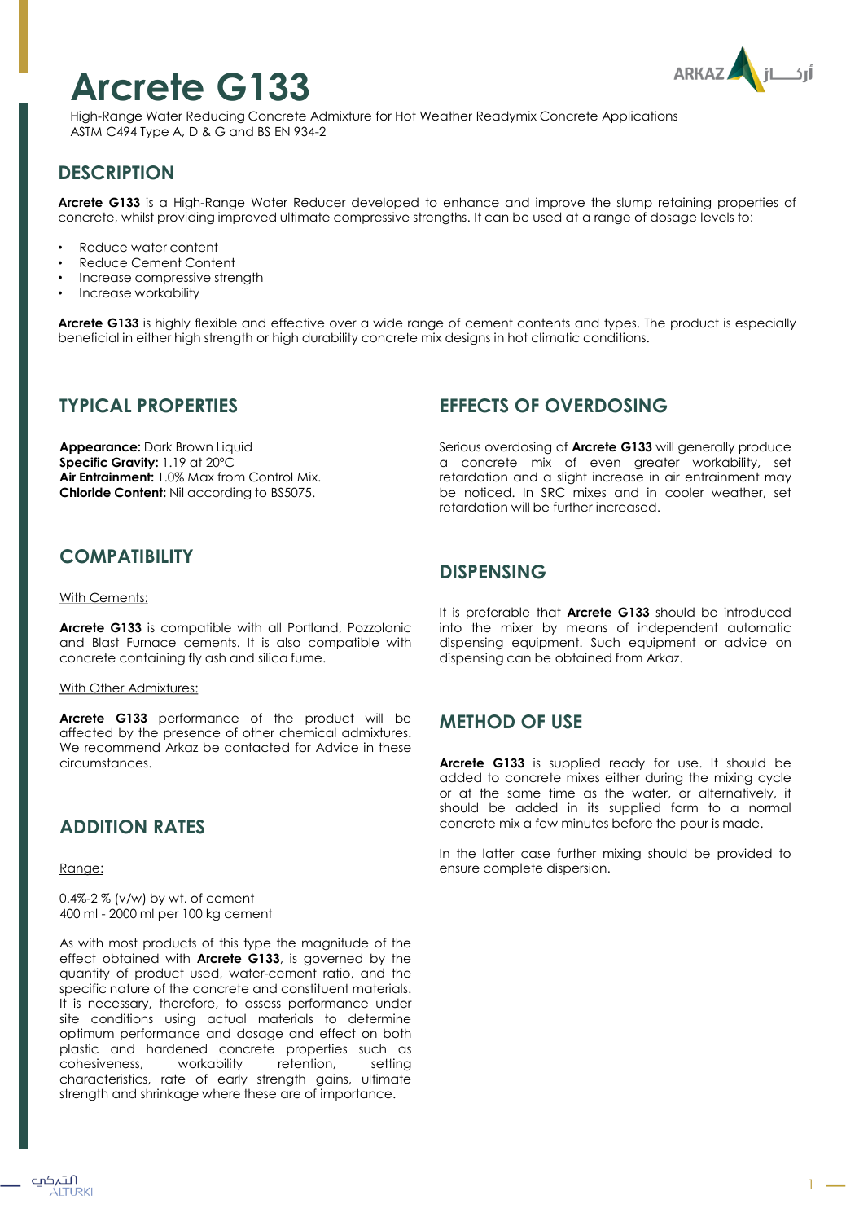# Arcrete G133

High-Range Water Reducing Concrete Admixture for Hot Weather Readymix Concrete Applications
ASTM C494 Type A, D & G and BS EN 934-2

## DESCRIPTION

**Arcrete G133** is a High-Range Water Reducer developed to enhance and improve the slump retaining properties of concrete, whilst providing improved ultimate compressive strengths. It can be used at a range of dosage levels to:

- Reduce water content
- Reduce Cement Content
- Increase compressive strength
- Increase workability

**Arcrete G133** is highly flexible and effective over a wide range of cement contents and types. The product is especially beneficial in either high strength or high durability concrete mix designs in hot climatic conditions.

## TYPICAL PROPERTIES

**Appearance:** Dark Brown Liquid
**Specific Gravity:** 1.19 at 20°C
**Air Entrainment:** 1.0% Max from Control Mix.
**Chloride Content:** Nil according to BS5075.

## COMPATIBILITY

With Cements:

**Arcrete G133** is compatible with all Portland, Pozzolanic and Blast Furnace cements. It is also compatible with concrete containing fly ash and silica fume.

With Other Admixtures:

**Arcrete G133** performance of the product will be affected by the presence of other chemical admixtures. We recommend Arkaz be contacted for Advice in these circumstances.

## ADDITION RATES

Range:

0.4%-2 % (v/w) by wt. of cement
400 ml - 2000 ml per 100 kg cement

As with most products of this type the magnitude of the effect obtained with **Arcrete G133**, is governed by the quantity of product used, water-cement ratio, and the specific nature of the concrete and constituent materials. It is necessary, therefore, to assess performance under site conditions using actual materials to determine optimum performance and dosage and effect on both plastic and hardened concrete properties such as cohesiveness, workability retention, setting characteristics, rate of early strength gains, ultimate strength and shrinkage where these are of importance.

## EFFECTS OF OVERDOSING

Serious overdosing of **Arcrete G133** will generally produce a concrete mix of even greater workability, set retardation and a slight increase in air entrainment may be noticed. In SRC mixes and in cooler weather, set retardation will be further increased.

## DISPENSING

It is preferable that **Arcrete G133** should be introduced into the mixer by means of independent automatic dispensing equipment. Such equipment or advice on dispensing can be obtained from Arkaz.

## METHOD OF USE

**Arcrete G133** is supplied ready for use. It should be added to concrete mixes either during the mixing cycle or at the same time as the water, or alternatively, it should be added in its supplied form to a normal concrete mix a few minutes before the pour is made.

In the latter case further mixing should be provided to ensure complete dispersion.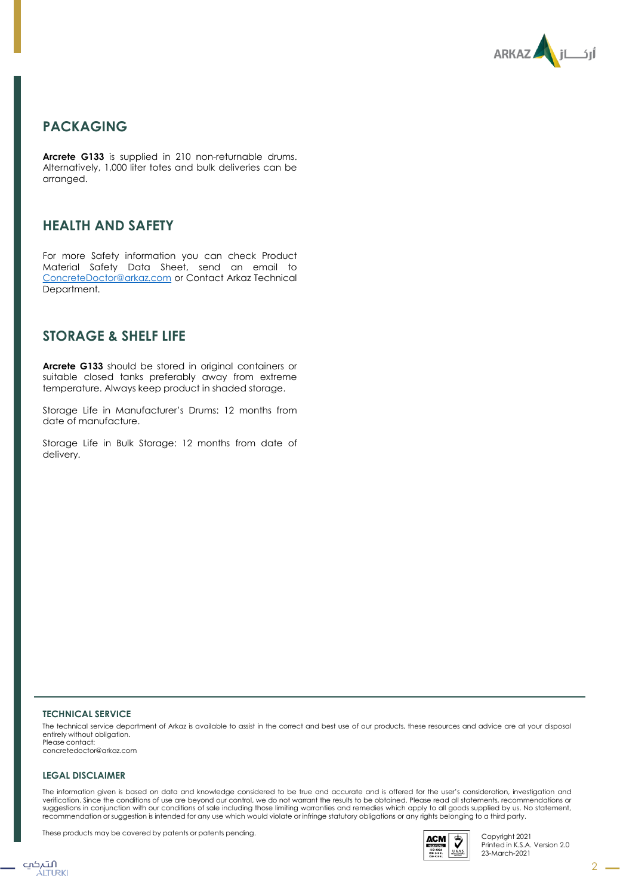## PACKAGING

**Arcrete G133** is supplied in 210 non-returnable drums. Alternatively, 1,000 liter totes and bulk deliveries can be arranged.

## HEALTH AND SAFETY

For more Safety information you can check Product Material Safety Data Sheet, send an email to ConcreteDoctor@arkaz.com or Contact Arkaz Technical Department.

## STORAGE & SHELF LIFE

**Arcrete G133** should be stored in original containers or suitable closed tanks preferably away from extreme temperature. Always keep product in shaded storage.

Storage Life in Manufacturer's Drums: 12 months from date of manufacture.

Storage Life in Bulk Storage: 12 months from date of delivery.

### TECHNICAL SERVICE

The technical service department of Arkaz is available to assist in the correct and best use of our products, these resources and advice are at your disposal entirely without obligation.
Please contact:
concretedoctor@arkaz.com

### LEGAL DISCLAIMER

The information given is based on data and knowledge considered to be true and accurate and is offered for the user's consideration, investigation and verification. Since the conditions of use are beyond our control, we do not warrant the results to be obtained. Please read all statements, recommendations or suggestions in conjunction with our conditions of sale including those limiting warranties and remedies which apply to all goods supplied by us. No statement, recommendation or suggestion is intended for any use which would violate or infringe statutory obligations or any rights belonging to a third party.

These products may be covered by patents or patents pending.

Copyright 2021
Printed in K.S.A. Version 2.0
23-March-2021